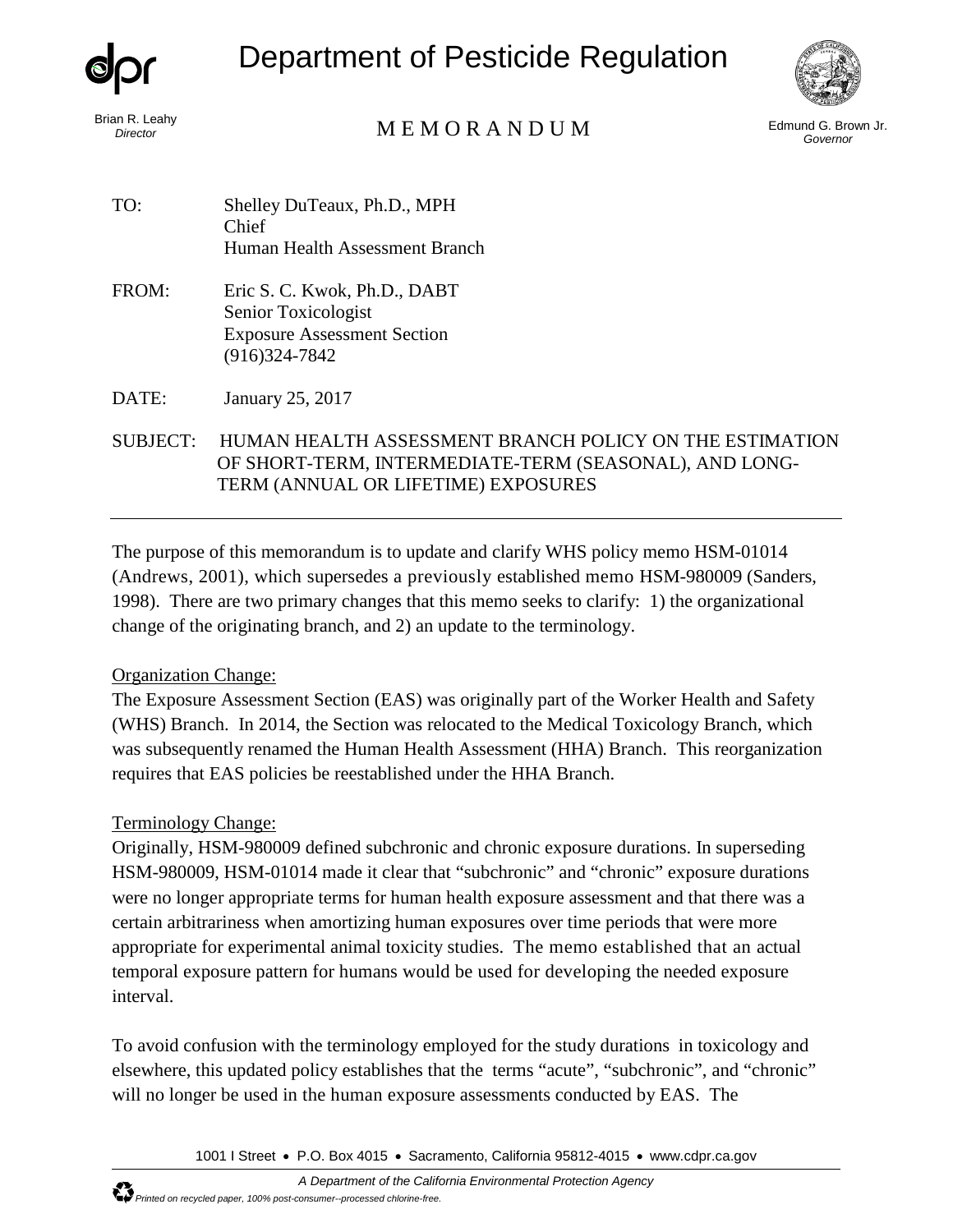# Department of Pesticide Regulation

Brian R. Leahy
*Director*

M E M O R A N D U M

Edmund G. Brown Jr.
*Governor*

TO: Shelley DuTeaux, Ph.D., MPH
Chief
Human Health Assessment Branch

FROM: Eric S. C. Kwok, Ph.D., DABT
Senior Toxicologist
Exposure Assessment Section
(916)324-7842

DATE: January 25, 2017

SUBJECT: HUMAN HEALTH ASSESSMENT BRANCH POLICY ON THE ESTIMATION OF SHORT-TERM, INTERMEDIATE-TERM (SEASONAL), AND LONG-TERM (ANNUAL OR LIFETIME) EXPOSURES

---

The purpose of this memorandum is to update and clarify WHS policy memo HSM-01014 (Andrews, 2001), which supersedes a previously established memo HSM-980009 (Sanders, 1998). There are two primary changes that this memo seeks to clarify: 1) the organizational change of the originating branch, and 2) an update to the terminology.

Organization Change:

The Exposure Assessment Section (EAS) was originally part of the Worker Health and Safety (WHS) Branch. In 2014, the Section was relocated to the Medical Toxicology Branch, which was subsequently renamed the Human Health Assessment (HHA) Branch. This reorganization requires that EAS policies be reestablished under the HHA Branch.

Terminology Change:

Originally, HSM-980009 defined subchronic and chronic exposure durations. In superseding HSM-980009, HSM-01014 made it clear that "subchronic" and "chronic" exposure durations were no longer appropriate terms for human health exposure assessment and that there was a certain arbitrariness when amortizing human exposures over time periods that were more appropriate for experimental animal toxicity studies. The memo established that an actual temporal exposure pattern for humans would be used for developing the needed exposure interval.

To avoid confusion with the terminology employed for the study durations in toxicology and elsewhere, this updated policy establishes that the terms "acute", "subchronic", and "chronic" will no longer be used in the human exposure assessments conducted by EAS. The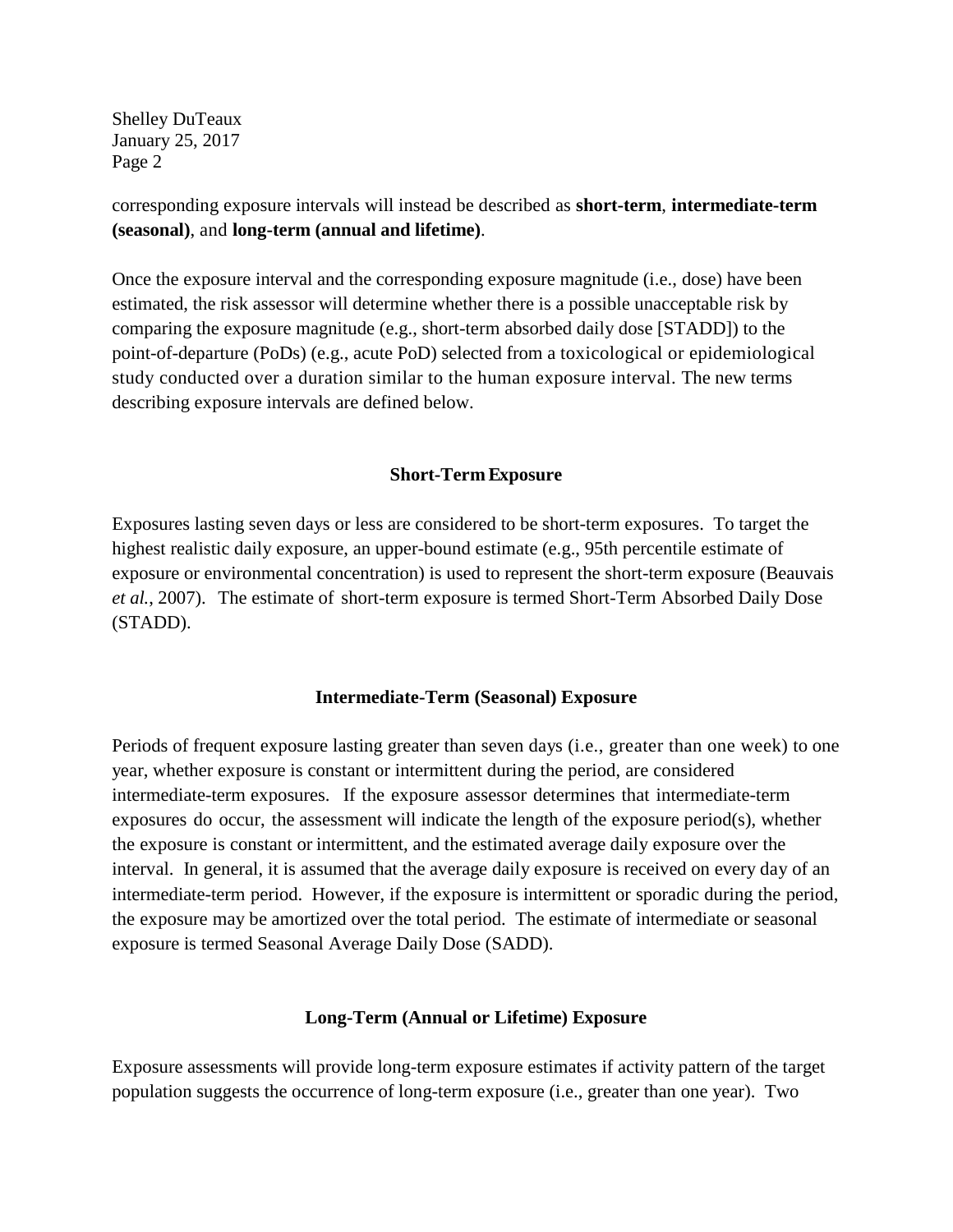corresponding exposure intervals will instead be described as **short-term**, **intermediate-term (seasonal)**, and **long-term (annual and lifetime)**.

Once the exposure interval and the corresponding exposure magnitude (i.e., dose) have been estimated, the risk assessor will determine whether there is a possible unacceptable risk by comparing the exposure magnitude (e.g., short-term absorbed daily dose [STADD]) to the point-of-departure (PoDs) (e.g., acute PoD) selected from a toxicological or epidemiological study conducted over a duration similar to the human exposure interval. The new terms describing exposure intervals are defined below.

### Short-Term Exposure

Exposures lasting seven days or less are considered to be short-term exposures. To target the highest realistic daily exposure, an upper-bound estimate (e.g., 95th percentile estimate of exposure or environmental concentration) is used to represent the short-term exposure (Beauvais *et al.*, 2007). The estimate of short-term exposure is termed Short-Term Absorbed Daily Dose (STADD).

### Intermediate-Term (Seasonal) Exposure

Periods of frequent exposure lasting greater than seven days (i.e., greater than one week) to one year, whether exposure is constant or intermittent during the period, are considered intermediate-term exposures. If the exposure assessor determines that intermediate-term exposures do occur, the assessment will indicate the length of the exposure period(s), whether the exposure is constant or intermittent, and the estimated average daily exposure over the interval. In general, it is assumed that the average daily exposure is received on every day of an intermediate-term period. However, if the exposure is intermittent or sporadic during the period, the exposure may be amortized over the total period. The estimate of intermediate or seasonal exposure is termed Seasonal Average Daily Dose (SADD).

### Long-Term (Annual or Lifetime) Exposure

Exposure assessments will provide long-term exposure estimates if activity pattern of the target population suggests the occurrence of long-term exposure (i.e., greater than one year). Two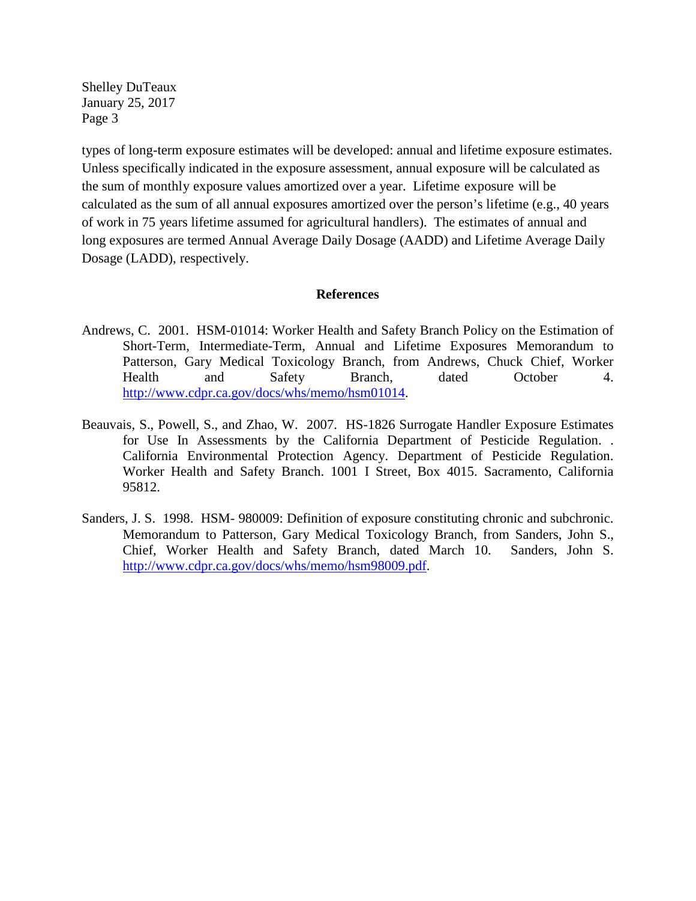types of long-term exposure estimates will be developed: annual and lifetime exposure estimates. Unless specifically indicated in the exposure assessment, annual exposure will be calculated as the sum of monthly exposure values amortized over a year. Lifetime exposure will be calculated as the sum of all annual exposures amortized over the person's lifetime (e.g., 40 years of work in 75 years lifetime assumed for agricultural handlers). The estimates of annual and long exposures are termed Annual Average Daily Dosage (AADD) and Lifetime Average Daily Dosage (LADD), respectively.

## References

Andrews, C. 2001. HSM-01014: Worker Health and Safety Branch Policy on the Estimation of Short-Term, Intermediate-Term, Annual and Lifetime Exposures Memorandum to Patterson, Gary Medical Toxicology Branch, from Andrews, Chuck Chief, Worker Health and Safety Branch, dated October 4. http://www.cdpr.ca.gov/docs/whs/memo/hsm01014.

Beauvais, S., Powell, S., and Zhao, W. 2007. HS-1826 Surrogate Handler Exposure Estimates for Use In Assessments by the California Department of Pesticide Regulation. . California Environmental Protection Agency. Department of Pesticide Regulation. Worker Health and Safety Branch. 1001 I Street, Box 4015. Sacramento, California 95812.

Sanders, J. S. 1998. HSM- 980009: Definition of exposure constituting chronic and subchronic. Memorandum to Patterson, Gary Medical Toxicology Branch, from Sanders, John S., Chief, Worker Health and Safety Branch, dated March 10. Sanders, John S. http://www.cdpr.ca.gov/docs/whs/memo/hsm98009.pdf.